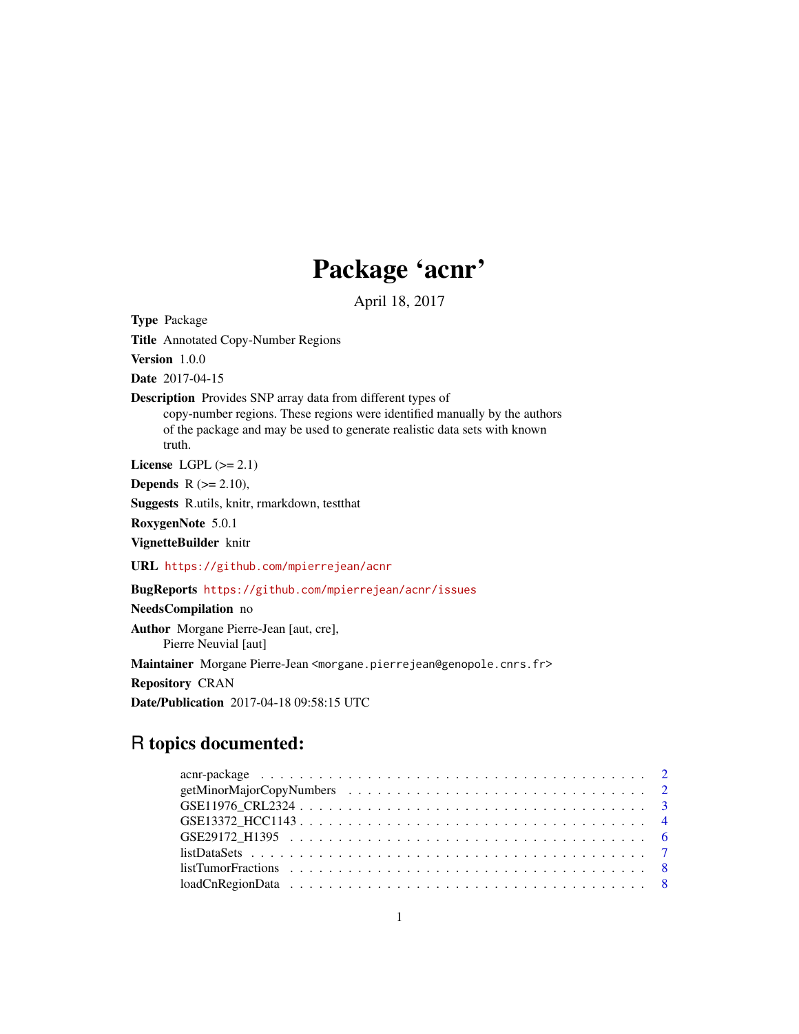# Package 'acnr'

April 18, 2017

**Type** Package

**Title** Annotated Copy-Number Regions

**Version** 1.0.0

**Date** 2017-04-15

**Description** Provides SNP array data from different types of copy-number regions. These regions were identified manually by the authors of the package and may be used to generate realistic data sets with known truth.

**License** LGPL (>= 2.1)

**Depends** R (>= 2.10),

**Suggests** R.utils, knitr, rmarkdown, testthat

**RoxygenNote** 5.0.1

**VignetteBuilder** knitr

**URL** https://github.com/mpierrejean/acnr

**BugReports** https://github.com/mpierrejean/acnr/issues

**NeedsCompilation** no

**Author** Morgane Pierre-Jean [aut, cre], Pierre Neuvial [aut]

**Maintainer** Morgane Pierre-Jean <morgane.pierrejean@genopole.cnrs.fr>

**Repository** CRAN

**Date/Publication** 2017-04-18 09:58:15 UTC

## R topics documented:

- acnr-package . . . . . . . . . . . . . . . . . . . . . . . . . . . . . . . . . . . . . . . 2
- getMinorMajorCopyNumbers . . . . . . . . . . . . . . . . . . . . . . . . . . . . . . . 2
- GSE11976_CRL2324 . . . . . . . . . . . . . . . . . . . . . . . . . . . . . . . . . . . . 3
- GSE13372_HCC1143 . . . . . . . . . . . . . . . . . . . . . . . . . . . . . . . . . . . . 4
- GSE29172_H1395 . . . . . . . . . . . . . . . . . . . . . . . . . . . . . . . . . . . . . 6
- listDataSets . . . . . . . . . . . . . . . . . . . . . . . . . . . . . . . . . . . . . . . 7
- listTumorFractions . . . . . . . . . . . . . . . . . . . . . . . . . . . . . . . . . . . . 8
- loadCnRegionData . . . . . . . . . . . . . . . . . . . . . . . . . . . . . . . . . . . . . 8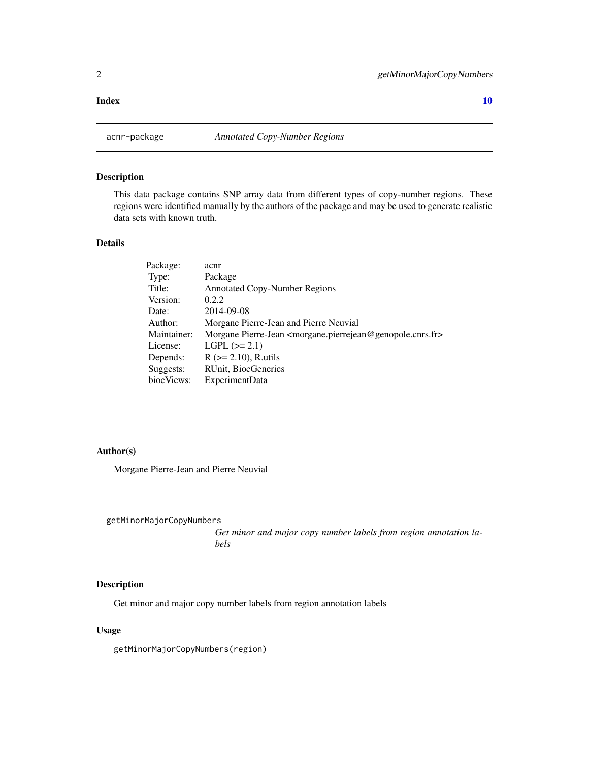**Index** **10**

---

`acnr-package` *Annotated Copy-Number Regions*

---

## Description

This data package contains SNP array data from different types of copy-number regions. These regions were identified manually by the authors of the package and may be used to generate realistic data sets with known truth.

## Details

| | |
|---|---|
| Package: | acnr |
| Type: | Package |
| Title: | Annotated Copy-Number Regions |
| Version: | 0.2.2 |
| Date: | 2014-09-08 |
| Author: | Morgane Pierre-Jean and Pierre Neuvial |
| Maintainer: | Morgane Pierre-Jean <morgane.pierrejean@genopole.cnrs.fr> |
| License: | LGPL (>= 2.1) |
| Depends: | R (>= 2.10), R.utils |
| Suggests: | RUnit, BiocGenerics |
| biocViews: | ExperimentData |

## Author(s)

Morgane Pierre-Jean and Pierre Neuvial

---

`getMinorMajorCopyNumbers` *Get minor and major copy number labels from region annotation labels*

---

## Description

Get minor and major copy number labels from region annotation labels

## Usage

```
getMinorMajorCopyNumbers(region)
```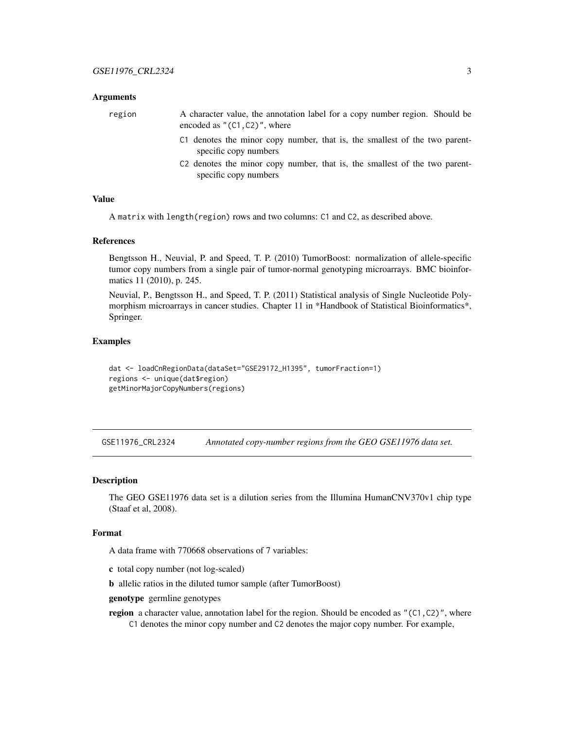### Arguments

region — A character value, the annotation label for a copy number region. Should be encoded as `"(C1,C2)"`, where

- `C1` denotes the minor copy number, that is, the smallest of the two parent-specific copy numbers
- `C2` denotes the minor copy number, that is, the smallest of the two parent-specific copy numbers

### Value

A `matrix` with `length(region)` rows and two columns: `C1` and `C2`, as described above.

### References

Bengtsson H., Neuvial, P. and Speed, T. P. (2010) TumorBoost: normalization of allele-specific tumor copy numbers from a single pair of tumor-normal genotyping microarrays. BMC bioinformatics 11 (2010), p. 245.

Neuvial, P., Bengtsson H., and Speed, T. P. (2011) Statistical analysis of Single Nucleotide Polymorphism microarrays in cancer studies. Chapter 11 in *Handbook of Statistical Bioinformatics*, Springer.

### Examples

```
dat <- loadCnRegionData(dataSet="GSE29172_H1395", tumorFraction=1)
regions <- unique(dat$region)
getMinorMajorCopyNumbers(regions)
```

---

## GSE11976_CRL2324 — *Annotated copy-number regions from the GEO GSE11976 data set.*

### Description

The GEO GSE11976 data set is a dilution series from the Illumina HumanCNV370v1 chip type (Staaf et al, 2008).

### Format

A data frame with 770668 observations of 7 variables:

**c** total copy number (not log-scaled)

**b** allelic ratios in the diluted tumor sample (after TumorBoost)

**genotype** germline genotypes

**region** a character value, annotation label for the region. Should be encoded as `"(C1,C2)"`, where `C1` denotes the minor copy number and `C2` denotes the major copy number. For example,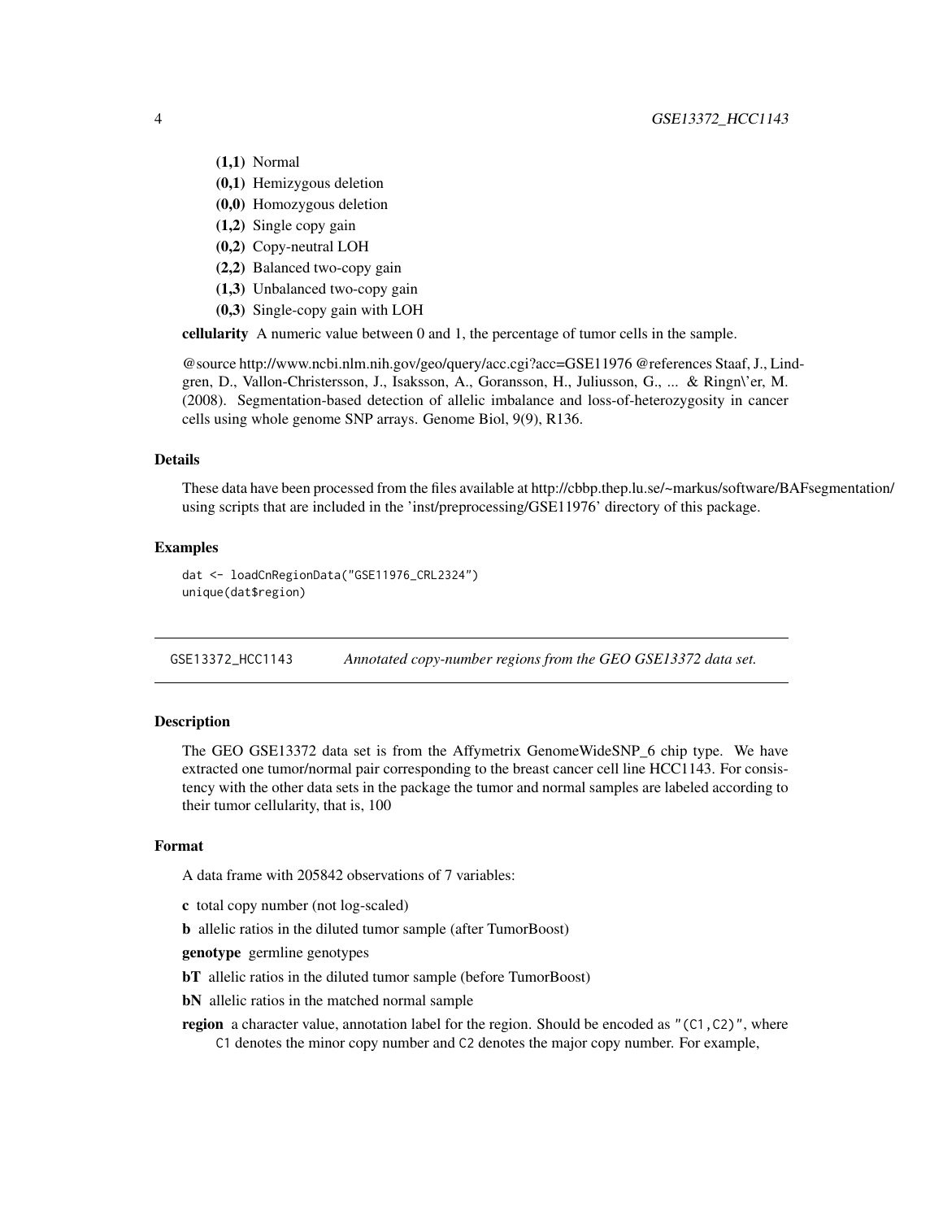- **(1,1)** Normal
- **(0,1)** Hemizygous deletion
- **(0,0)** Homozygous deletion
- **(1,2)** Single copy gain
- **(0,2)** Copy-neutral LOH
- **(2,2)** Balanced two-copy gain
- **(1,3)** Unbalanced two-copy gain
- **(0,3)** Single-copy gain with LOH

**cellularity** A numeric value between 0 and 1, the percentage of tumor cells in the sample.

@source http://www.ncbi.nlm.nih.gov/geo/query/acc.cgi?acc=GSE11976 @references Staaf, J., Lindgren, D., Vallon-Christersson, J., Isaksson, A., Goransson, H., Juliusson, G., ... & Ringn\'er, M. (2008). Segmentation-based detection of allelic imbalance and loss-of-heterozygosity in cancer cells using whole genome SNP arrays. Genome Biol, 9(9), R136.

### Details

These data have been processed from the files available at http://cbbp.thep.lu.se/~markus/software/BAFsegmentation/ using scripts that are included in the 'inst/preprocessing/GSE11976' directory of this package.

### Examples

```
dat <- loadCnRegionData("GSE11976_CRL2324")
unique(dat$region)
```

---

## GSE13372_HCC1143 *Annotated copy-number regions from the GEO GSE13372 data set.*

### Description

The GEO GSE13372 data set is from the Affymetrix GenomeWideSNP_6 chip type. We have extracted one tumor/normal pair corresponding to the breast cancer cell line HCC1143. For consistency with the other data sets in the package the tumor and normal samples are labeled according to their tumor cellularity, that is, 100

### Format

A data frame with 205842 observations of 7 variables:

**c** total copy number (not log-scaled)

**b** allelic ratios in the diluted tumor sample (after TumorBoost)

**genotype** germline genotypes

**bT** allelic ratios in the diluted tumor sample (before TumorBoost)

**bN** allelic ratios in the matched normal sample

**region** a character value, annotation label for the region. Should be encoded as `"(C1,C2)"`, where `C1` denotes the minor copy number and `C2` denotes the major copy number. For example,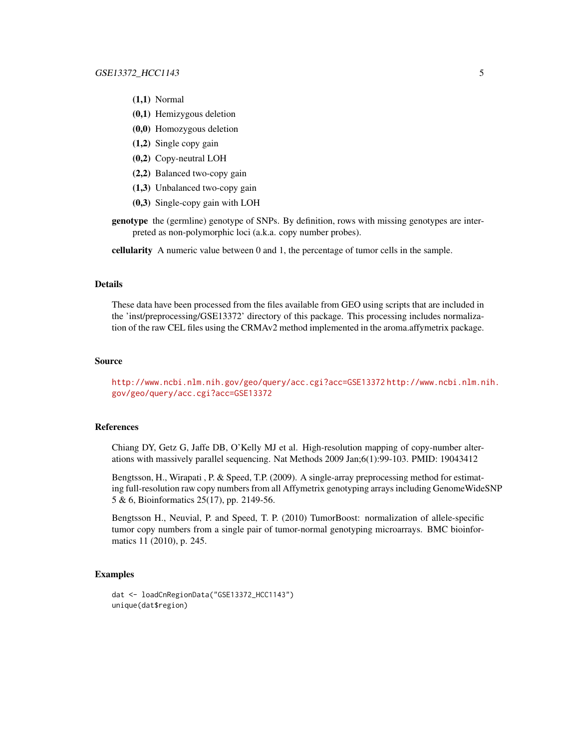- **(1,1)** Normal
- **(0,1)** Hemizygous deletion
- **(0,0)** Homozygous deletion
- **(1,2)** Single copy gain
- **(0,2)** Copy-neutral LOH
- **(2,2)** Balanced two-copy gain
- **(1,3)** Unbalanced two-copy gain
- **(0,3)** Single-copy gain with LOH

**genotype** the (germline) genotype of SNPs. By definition, rows with missing genotypes are interpreted as non-polymorphic loci (a.k.a. copy number probes).

**cellularity** A numeric value between 0 and 1, the percentage of tumor cells in the sample.

### Details

These data have been processed from the files available from GEO using scripts that are included in the 'inst/preprocessing/GSE13372' directory of this package. This processing includes normalization of the raw CEL files using the CRMAv2 method implemented in the aroma.affymetrix package.

### Source

http://www.ncbi.nlm.nih.gov/geo/query/acc.cgi?acc=GSE13372 http://www.ncbi.nlm.nih.gov/geo/query/acc.cgi?acc=GSE13372

### References

Chiang DY, Getz G, Jaffe DB, O'Kelly MJ et al. High-resolution mapping of copy-number alterations with massively parallel sequencing. Nat Methods 2009 Jan;6(1):99-103. PMID: 19043412

Bengtsson, H., Wirapati , P. & Speed, T.P. (2009). A single-array preprocessing method for estimating full-resolution raw copy numbers from all Affymetrix genotyping arrays including GenomeWideSNP 5 & 6, Bioinformatics 25(17), pp. 2149-56.

Bengtsson H., Neuvial, P. and Speed, T. P. (2010) TumorBoost: normalization of allele-specific tumor copy numbers from a single pair of tumor-normal genotyping microarrays. BMC bioinformatics 11 (2010), p. 245.

### Examples

```
dat <- loadCnRegionData("GSE13372_HCC1143")
unique(dat$region)
```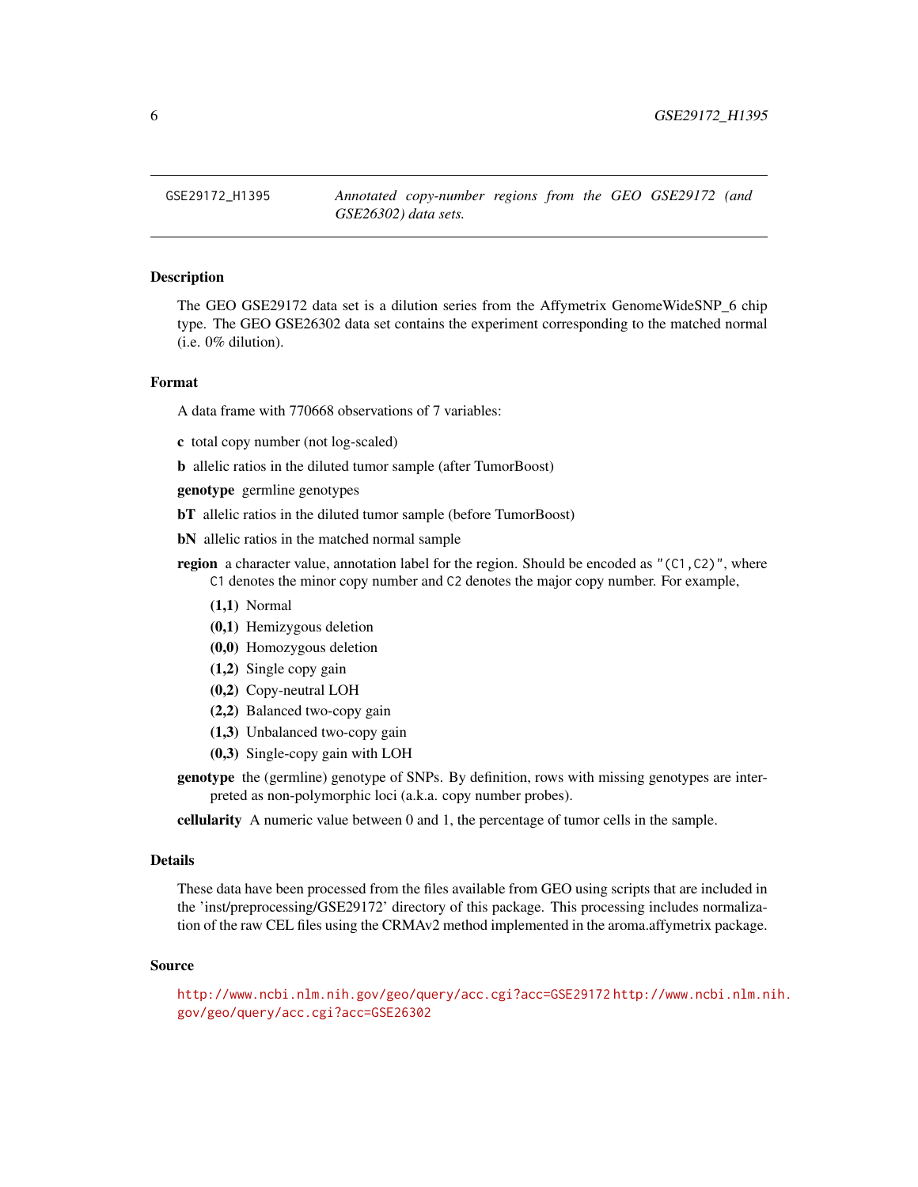GSE29172_H1395 *Annotated copy-number regions from the GEO GSE29172 (and GSE26302) data sets.*

## Description

The GEO GSE29172 data set is a dilution series from the Affymetrix GenomeWideSNP_6 chip type. The GEO GSE26302 data set contains the experiment corresponding to the matched normal (i.e. 0% dilution).

## Format

A data frame with 770668 observations of 7 variables:

**c** total copy number (not log-scaled)

**b** allelic ratios in the diluted tumor sample (after TumorBoost)

**genotype** germline genotypes

**bT** allelic ratios in the diluted tumor sample (before TumorBoost)

**bN** allelic ratios in the matched normal sample

**region** a character value, annotation label for the region. Should be encoded as `"(C1,C2)"`, where `C1` denotes the minor copy number and `C2` denotes the major copy number. For example,

- **(1,1)** Normal
- **(0,1)** Hemizygous deletion
- **(0,0)** Homozygous deletion
- **(1,2)** Single copy gain
- **(0,2)** Copy-neutral LOH
- **(2,2)** Balanced two-copy gain
- **(1,3)** Unbalanced two-copy gain
- **(0,3)** Single-copy gain with LOH

**genotype** the (germline) genotype of SNPs. By definition, rows with missing genotypes are interpreted as non-polymorphic loci (a.k.a. copy number probes).

**cellularity** A numeric value between 0 and 1, the percentage of tumor cells in the sample.

## Details

These data have been processed from the files available from GEO using scripts that are included in the 'inst/preprocessing/GSE29172' directory of this package. This processing includes normalization of the raw CEL files using the CRMAv2 method implemented in the aroma.affymetrix package.

## Source

http://www.ncbi.nlm.nih.gov/geo/query/acc.cgi?acc=GSE29172 http://www.ncbi.nlm.nih.gov/geo/query/acc.cgi?acc=GSE26302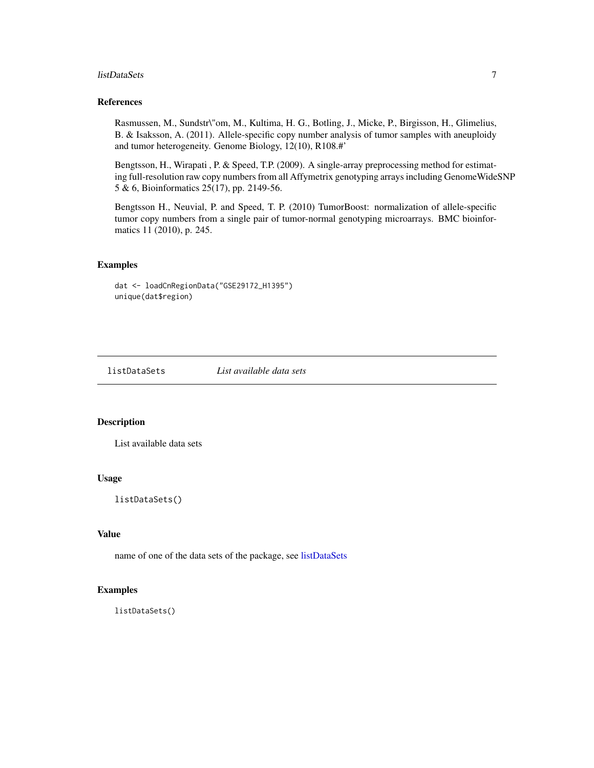## References

Rasmussen, M., Sundstr\"om, M., Kultima, H. G., Botling, J., Micke, P., Birgisson, H., Glimelius, B. & Isaksson, A. (2011). Allele-specific copy number analysis of tumor samples with aneuploidy and tumor heterogeneity. Genome Biology, 12(10), R108.#'

Bengtsson, H., Wirapati , P. & Speed, T.P. (2009). A single-array preprocessing method for estimating full-resolution raw copy numbers from all Affymetrix genotyping arrays including GenomeWideSNP 5 & 6, Bioinformatics 25(17), pp. 2149-56.

Bengtsson H., Neuvial, P. and Speed, T. P. (2010) TumorBoost: normalization of allele-specific tumor copy numbers from a single pair of tumor-normal genotyping microarrays. BMC bioinformatics 11 (2010), p. 245.

## Examples

```
dat <- loadCnRegionData("GSE29172_H1395")
unique(dat$region)
```

---

# listDataSets — *List available data sets*

## Description

List available data sets

## Usage

```
listDataSets()
```

## Value

name of one of the data sets of the package, see listDataSets

## Examples

```
listDataSets()
```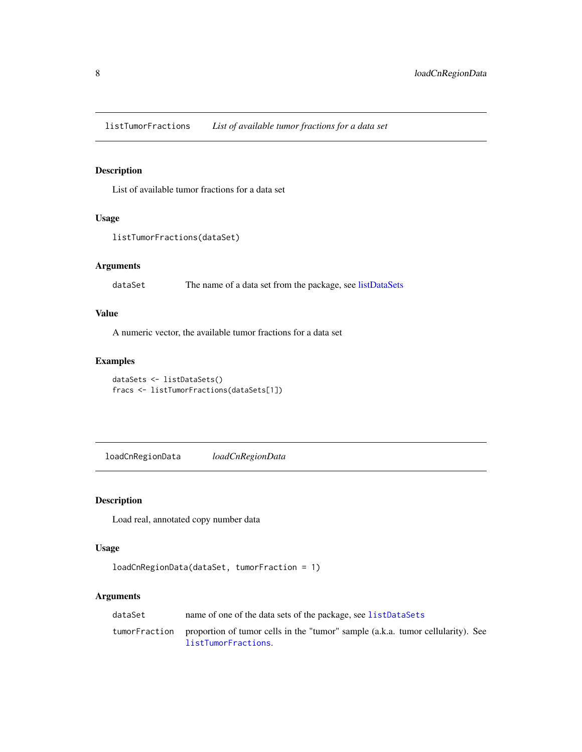## listTumorFractions *List of available tumor fractions for a data set*

### Description

List of available tumor fractions for a data set

### Usage

```
listTumorFractions(dataSet)
```

### Arguments

| | |
|---|---|
| dataSet | The name of a data set from the package, see listDataSets |

### Value

A numeric vector, the available tumor fractions for a data set

### Examples

```
dataSets <- listDataSets()
fracs <- listTumorFractions(dataSets[1])
```

## loadCnRegionData *loadCnRegionData*

### Description

Load real, annotated copy number data

### Usage

```
loadCnRegionData(dataSet, tumorFraction = 1)
```

### Arguments

| | |
|---|---|
| dataSet | name of one of the data sets of the package, see `listDataSets` |
| tumorFraction | proportion of tumor cells in the "tumor" sample (a.k.a. tumor cellularity). See `listTumorFractions`. |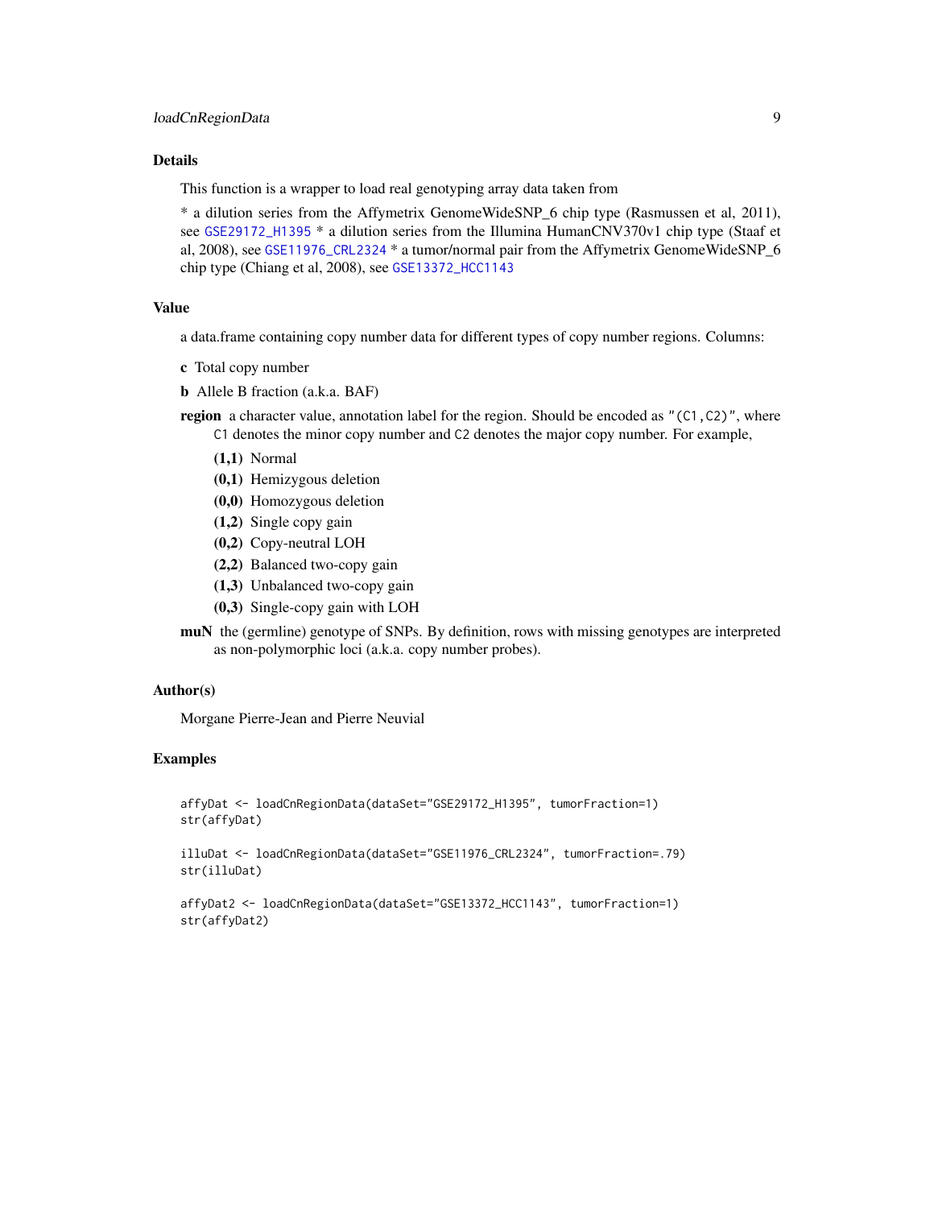## Details

This function is a wrapper to load real genotyping array data taken from

* a dilution series from the Affymetrix GenomeWideSNP_6 chip type (Rasmussen et al, 2011), see GSE29172_H1395 * a dilution series from the Illumina HumanCNV370v1 chip type (Staaf et al, 2008), see GSE11976_CRL2324 * a tumor/normal pair from the Affymetrix GenomeWideSNP_6 chip type (Chiang et al, 2008), see GSE13372_HCC1143

## Value

a data.frame containing copy number data for different types of copy number regions. Columns:

**c** Total copy number

**b** Allele B fraction (a.k.a. BAF)

**region** a character value, annotation label for the region. Should be encoded as `"(C1,C2)"`, where `C1` denotes the minor copy number and `C2` denotes the major copy number. For example,

- **(1,1)** Normal
- **(0,1)** Hemizygous deletion
- **(0,0)** Homozygous deletion
- **(1,2)** Single copy gain
- **(0,2)** Copy-neutral LOH
- **(2,2)** Balanced two-copy gain
- **(1,3)** Unbalanced two-copy gain
- **(0,3)** Single-copy gain with LOH

**muN** the (germline) genotype of SNPs. By definition, rows with missing genotypes are interpreted as non-polymorphic loci (a.k.a. copy number probes).

## Author(s)

Morgane Pierre-Jean and Pierre Neuvial

## Examples

```
affyDat <- loadCnRegionData(dataSet="GSE29172_H1395", tumorFraction=1)
str(affyDat)

illuDat <- loadCnRegionData(dataSet="GSE11976_CRL2324", tumorFraction=.79)
str(illuDat)

affyDat2 <- loadCnRegionData(dataSet="GSE13372_HCC1143", tumorFraction=1)
str(affyDat2)
```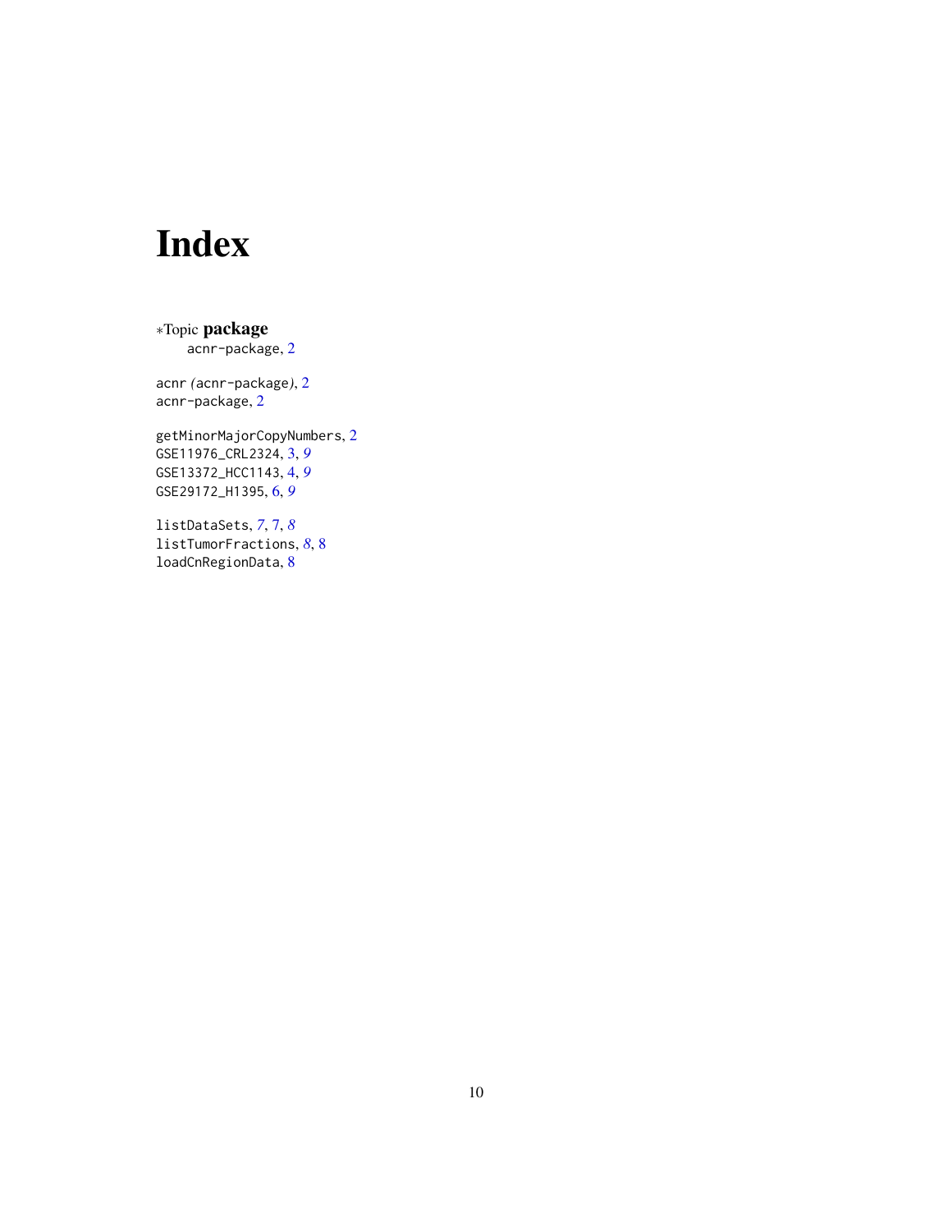# Index

∗Topic **package**
  acnr-package, 2

acnr *(*acnr-package*)*, 2
acnr-package, 2

getMinorMajorCopyNumbers, 2
GSE11976_CRL2324, 3, *9*
GSE13372_HCC1143, 4, *9*
GSE29172_H1395, 6, *9*

listDataSets, *7*, 7, *8*
listTumorFractions, *8*, 8
loadCnRegionData, 8